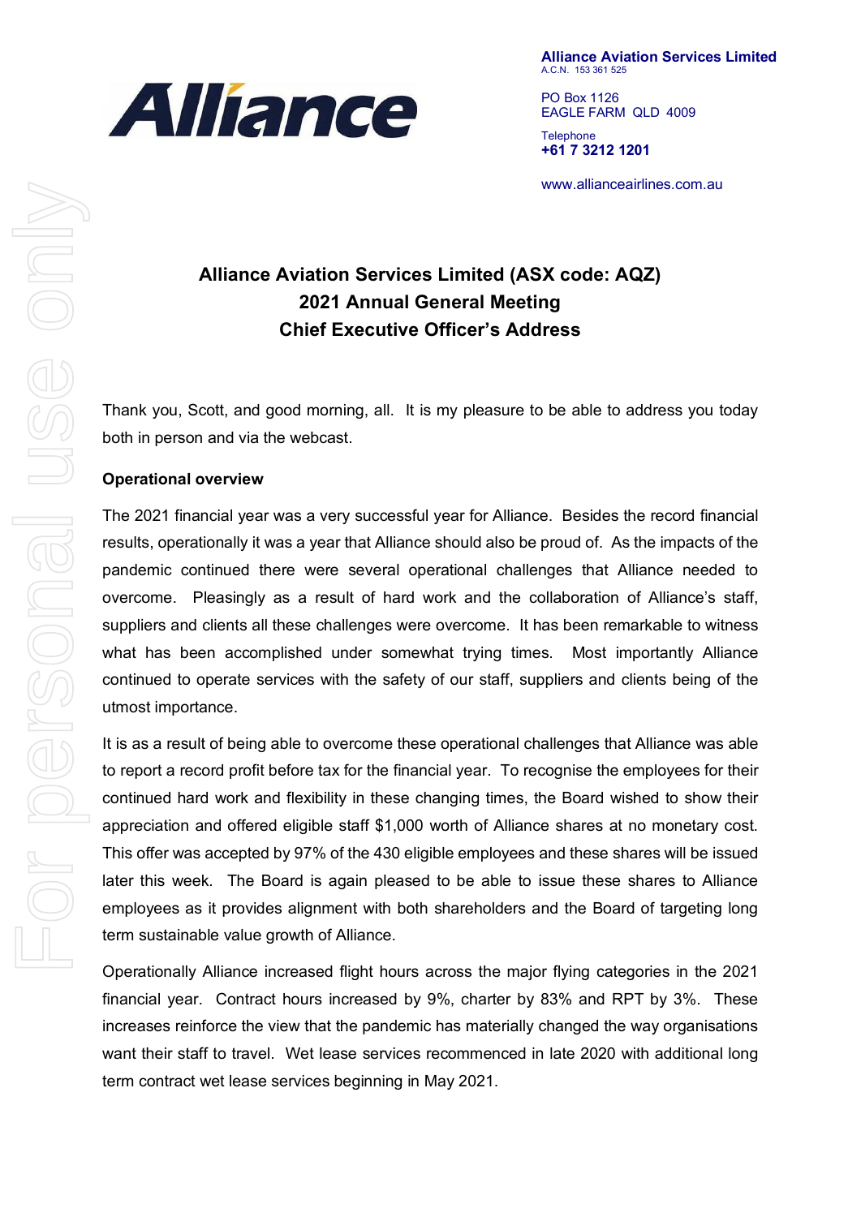**Alliance Aviation Services Limited**
A.C.N. 153 361 525

PO Box 1126
EAGLE FARM QLD 4009

Telephone
**+61 7 3212 1201**

www.allianceairlines.com.au

# Alliance Aviation Services Limited (ASX code: AQZ)
# 2021 Annual General Meeting
# Chief Executive Officer's Address

Thank you, Scott, and good morning, all. It is my pleasure to be able to address you today both in person and via the webcast.

**Operational overview**

The 2021 financial year was a very successful year for Alliance. Besides the record financial results, operationally it was a year that Alliance should also be proud of. As the impacts of the pandemic continued there were several operational challenges that Alliance needed to overcome. Pleasingly as a result of hard work and the collaboration of Alliance's staff, suppliers and clients all these challenges were overcome. It has been remarkable to witness what has been accomplished under somewhat trying times. Most importantly Alliance continued to operate services with the safety of our staff, suppliers and clients being of the utmost importance.

It is as a result of being able to overcome these operational challenges that Alliance was able to report a record profit before tax for the financial year. To recognise the employees for their continued hard work and flexibility in these changing times, the Board wished to show their appreciation and offered eligible staff $1,000 worth of Alliance shares at no monetary cost. This offer was accepted by 97% of the 430 eligible employees and these shares will be issued later this week. The Board is again pleased to be able to issue these shares to Alliance employees as it provides alignment with both shareholders and the Board of targeting long term sustainable value growth of Alliance.

Operationally Alliance increased flight hours across the major flying categories in the 2021 financial year. Contract hours increased by 9%, charter by 83% and RPT by 3%. These increases reinforce the view that the pandemic has materially changed the way organisations want their staff to travel. Wet lease services recommenced in late 2020 with additional long term contract wet lease services beginning in May 2021.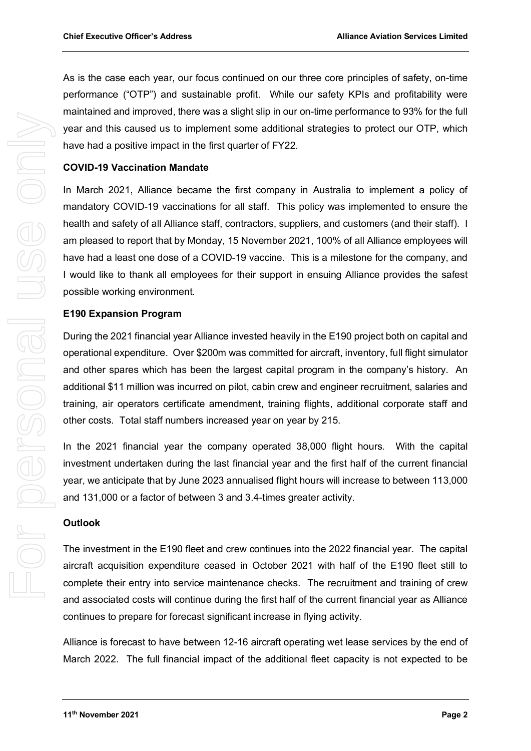As is the case each year, our focus continued on our three core principles of safety, on-time performance ("OTP") and sustainable profit. While our safety KPIs and profitability were maintained and improved, there was a slight slip in our on-time performance to 93% for the full year and this caused us to implement some additional strategies to protect our OTP, which have had a positive impact in the first quarter of FY22.

**COVID-19 Vaccination Mandate**

In March 2021, Alliance became the first company in Australia to implement a policy of mandatory COVID-19 vaccinations for all staff. This policy was implemented to ensure the health and safety of all Alliance staff, contractors, suppliers, and customers (and their staff). I am pleased to report that by Monday, 15 November 2021, 100% of all Alliance employees will have had a least one dose of a COVID-19 vaccine. This is a milestone for the company, and I would like to thank all employees for their support in ensuing Alliance provides the safest possible working environment.

**E190 Expansion Program**

During the 2021 financial year Alliance invested heavily in the E190 project both on capital and operational expenditure. Over $200m was committed for aircraft, inventory, full flight simulator and other spares which has been the largest capital program in the company's history. An additional $11 million was incurred on pilot, cabin crew and engineer recruitment, salaries and training, air operators certificate amendment, training flights, additional corporate staff and other costs. Total staff numbers increased year on year by 215.

In the 2021 financial year the company operated 38,000 flight hours. With the capital investment undertaken during the last financial year and the first half of the current financial year, we anticipate that by June 2023 annualised flight hours will increase to between 113,000 and 131,000 or a factor of between 3 and 3.4-times greater activity.

**Outlook**

The investment in the E190 fleet and crew continues into the 2022 financial year. The capital aircraft acquisition expenditure ceased in October 2021 with half of the E190 fleet still to complete their entry into service maintenance checks. The recruitment and training of crew and associated costs will continue during the first half of the current financial year as Alliance continues to prepare for forecast significant increase in flying activity.

Alliance is forecast to have between 12-16 aircraft operating wet lease services by the end of March 2022. The full financial impact of the additional fleet capacity is not expected to be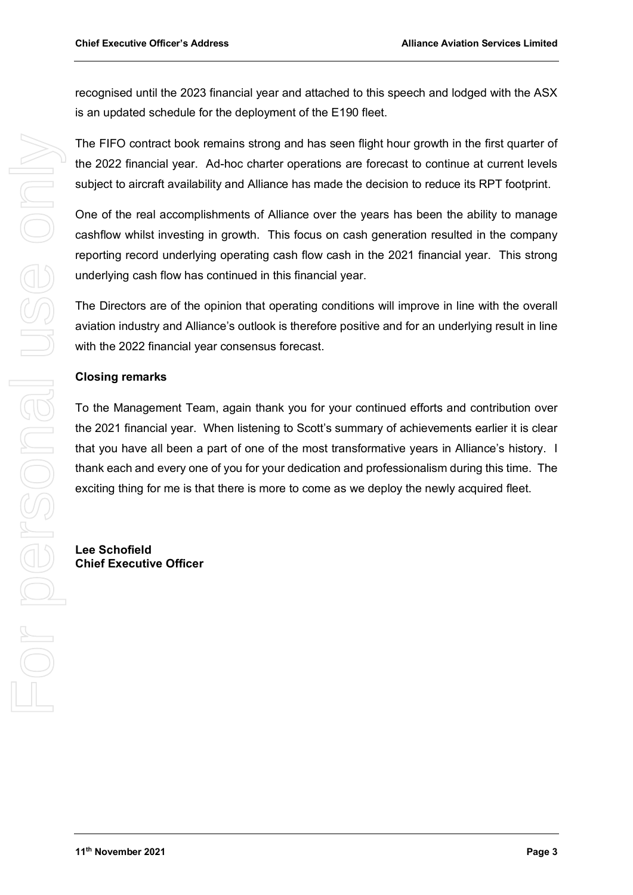recognised until the 2023 financial year and attached to this speech and lodged with the ASX is an updated schedule for the deployment of the E190 fleet.

The FIFO contract book remains strong and has seen flight hour growth in the first quarter of the 2022 financial year. Ad-hoc charter operations are forecast to continue at current levels subject to aircraft availability and Alliance has made the decision to reduce its RPT footprint.

One of the real accomplishments of Alliance over the years has been the ability to manage cashflow whilst investing in growth. This focus on cash generation resulted in the company reporting record underlying operating cash flow cash in the 2021 financial year. This strong underlying cash flow has continued in this financial year.

The Directors are of the opinion that operating conditions will improve in line with the overall aviation industry and Alliance's outlook is therefore positive and for an underlying result in line with the 2022 financial year consensus forecast.

**Closing remarks**

To the Management Team, again thank you for your continued efforts and contribution over the 2021 financial year. When listening to Scott's summary of achievements earlier it is clear that you have all been a part of one of the most transformative years in Alliance's history. I thank each and every one of you for your dedication and professionalism during this time. The exciting thing for me is that there is more to come as we deploy the newly acquired fleet.

**Lee Schofield**
**Chief Executive Officer**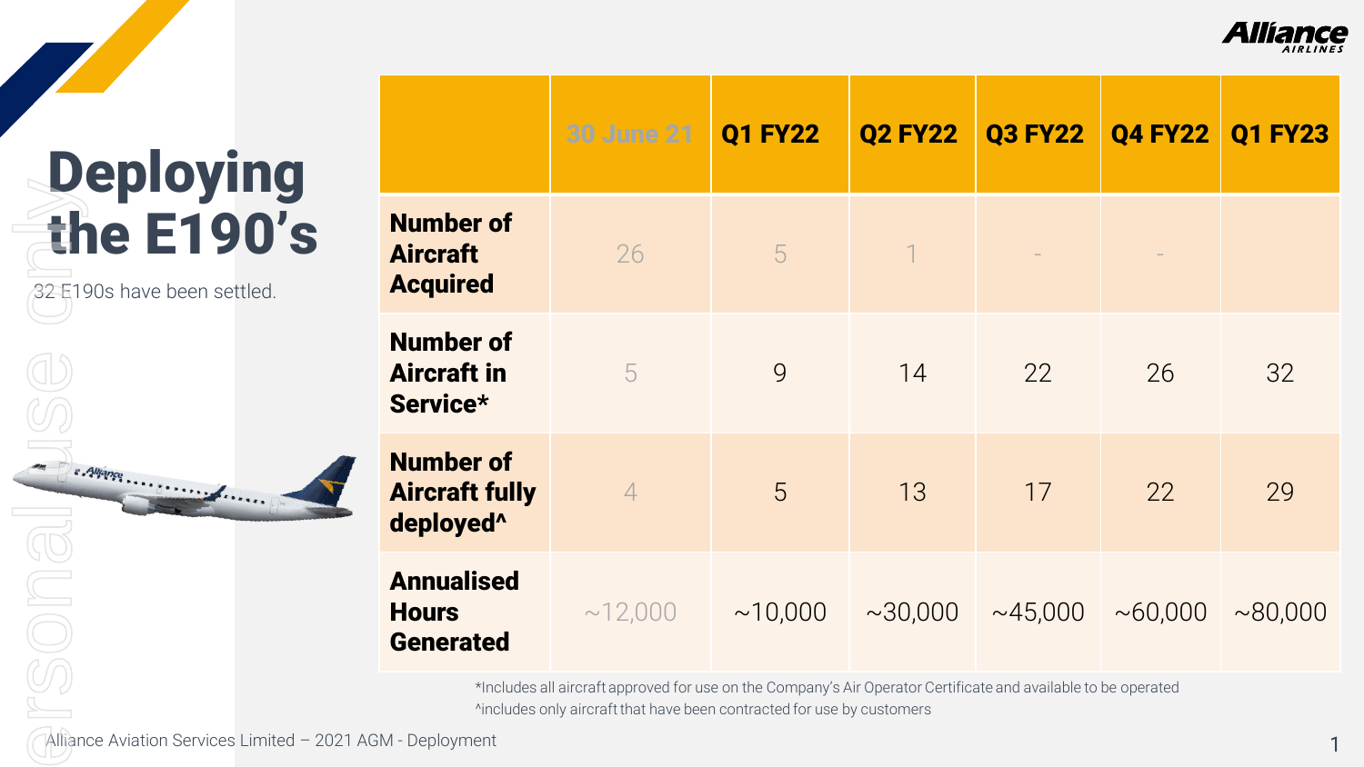# Deploying the E190's

32 E190s have been settled.

| | 30 June 21 | Q1 FY22 | Q2 FY22 | Q3 FY22 | Q4 FY22 | Q1 FY23 |
|---|---|---|---|---|---|---|
| **Number of Aircraft Acquired** | 26 | 5 | 1 | - | - | |
| **Number of Aircraft in Service*** | 5 | 9 | 14 | 22 | 26 | 32 |
| **Number of Aircraft fully deployed^** | 4 | 5 | 13 | 17 | 22 | 29 |
| **Annualised Hours Generated** | ~12,000 | ~10,000 | ~30,000 | ~45,000 | ~60,000 | ~80,000 |

*Includes all aircraft approved for use on the Company's Air Operator Certificate and available to be operated

^includes only aircraft that have been contracted for use by customers

Alliance Aviation Services Limited – 2021 AGM - Deployment